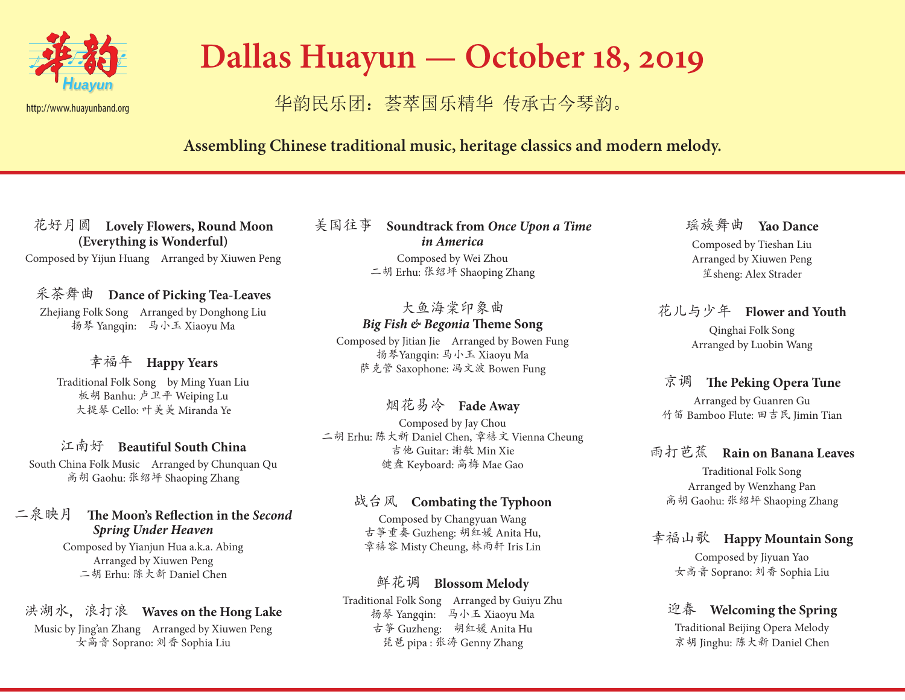# Dallas Huayun — October 18, 2019

http://www.huayunband.org

华韵民乐团：荟萃国乐精华 传承古今琴韵。

**Assembling Chinese traditional music, heritage classics and modern melody.**

### 花好月圆 **Lovely Flowers, Round Moon (Everything is Wonderful)**

Composed by Yijun Huang Arranged by Xiuwen Peng

### 采茶舞曲 **Dance of Picking Tea-Leaves**

Zhejiang Folk Song Arranged by Donghong Liu
扬琴 Yangqin: 马小玉 Xiaoyu Ma

### 幸福年 **Happy Years**

Traditional Folk Song by Ming Yuan Liu
板胡 Banhu: 卢卫平 Weiping Lu
大提琴 Cello: 叶美美 Miranda Ye

### 江南好 **Beautiful South China**

South China Folk Music Arranged by Chunquan Qu
高胡 Gaohu: 张绍坪 Shaoping Zhang

### 二泉映月 **The Moon's Reflection in the *Second Spring Under Heaven***

Composed by Yianjun Hua a.k.a. Abing
Arranged by Xiuwen Peng
二胡 Erhu: 陈大新 Daniel Chen

### 洪湖水，浪打浪 **Waves on the Hong Lake**

Music by Jing'an Zhang Arranged by Xiuwen Peng
女高音 Soprano: 刘香 Sophia Liu

### 美国往事 **Soundtrack from *Once Upon a Time in America***

Composed by Wei Zhou
二胡 Erhu: 张绍坪 Shaoping Zhang

### 大鱼海棠印象曲 ***Big Fish & Begonia* Theme Song**

Composed by Jitian Jie Arranged by Bowen Fung
扬琴Yangqin: 马小玉 Xiaoyu Ma
萨克管 Saxophone: 冯文波 Bowen Fung

### 烟花易冷 **Fade Away**

Composed by Jay Chou
二胡 Erhu: 陈大新 Daniel Chen, 章禧文 Vienna Cheung
吉他 Guitar: 谢敏 Min Xie
键盘 Keyboard: 高梅 Mae Gao

### 战台风 **Combating the Typhoon**

Composed by Changyuan Wang
古筝重奏 Guzheng: 胡红媛 Anita Hu,
章禧容 Misty Cheung, 林雨轩 Iris Lin

### 鲜花调 **Blossom Melody**

Traditional Folk Song Arranged by Guiyu Zhu
扬琴 Yangqin: 马小玉 Xiaoyu Ma
古筝 Guzheng: 胡红媛 Anita Hu
琵琶 pipa : 张涛 Genny Zhang

### 瑶族舞曲 **Yao Dance**

Composed by Tieshan Liu
Arranged by Xiuwen Peng
笙sheng: Alex Strader

### 花儿与少年 **Flower and Youth**

Qinghai Folk Song
Arranged by Luobin Wang

### 京调 **The Peking Opera Tune**

Arranged by Guanren Gu
竹笛 Bamboo Flute: 田吉民 Jimin Tian

### 雨打芭蕉 **Rain on Banana Leaves**

Traditional Folk Song
Arranged by Wenzhang Pan
高胡 Gaohu: 张绍坪 Shaoping Zhang

### 幸福山歌 **Happy Mountain Song**

Composed by Jiyuan Yao
女高音 Soprano: 刘香 Sophia Liu

### 迎春 **Welcoming the Spring**

Traditional Beijing Opera Melody
京胡 Jinghu: 陈大新 Daniel Chen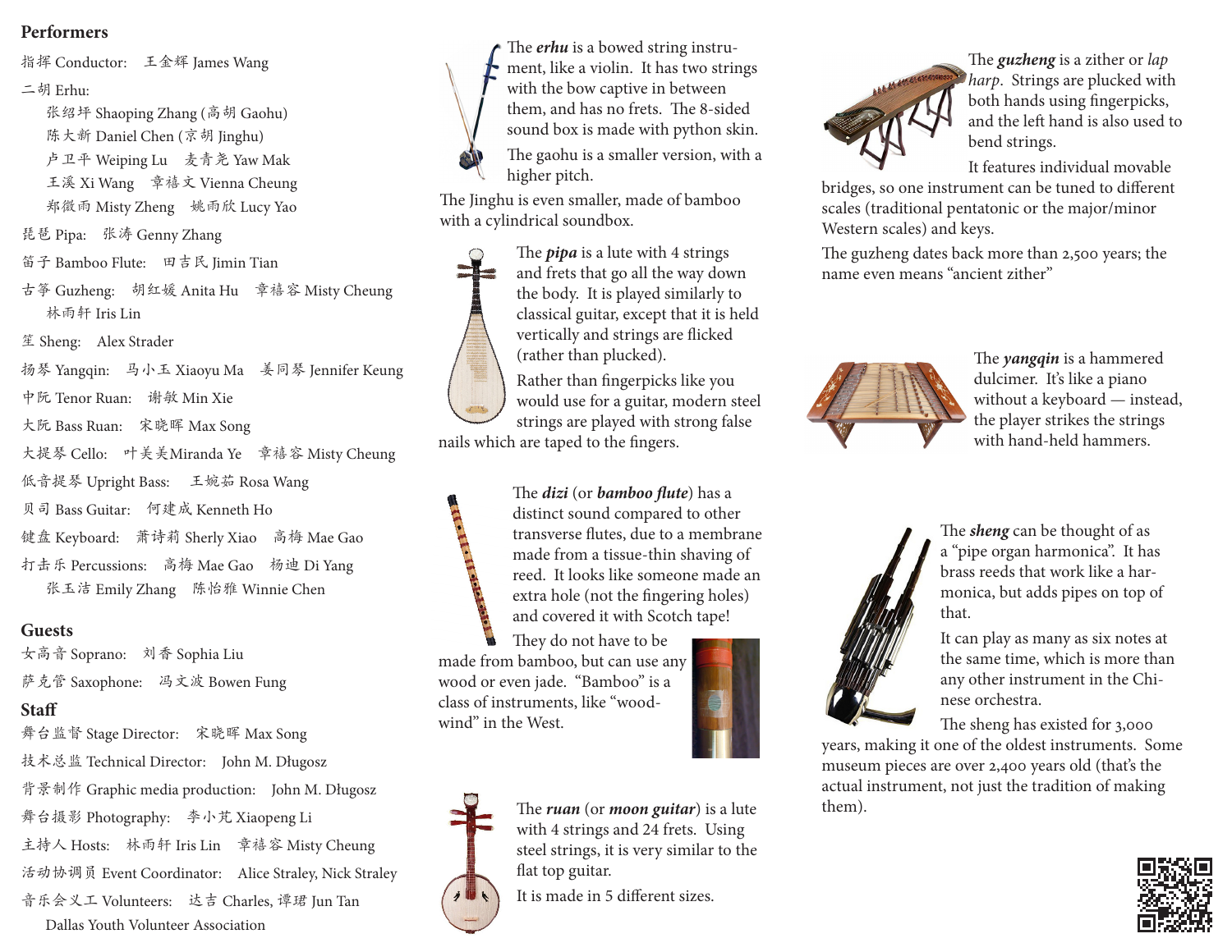## Performers

指挥 Conductor: 王金辉 James Wang

二胡 Erhu:

张绍坪 Shaoping Zhang (高胡 Gaohu)
陈大新 Daniel Chen (京胡 Jinghu)
卢卫平 Weiping Lu 麦青尧 Yaw Mak
王溪 Xi Wang 章禧文 Vienna Cheung
郑微雨 Misty Zheng 姚雨欣 Lucy Yao

琵琶 Pipa: 张涛 Genny Zhang

笛子 Bamboo Flute: 田吉民 Jimin Tian

古筝 Guzheng: 胡红媛 Anita Hu 章禧容 Misty Cheung
林雨轩 Iris Lin

笙 Sheng: Alex Strader

扬琴 Yangqin: 马小玉 Xiaoyu Ma 姜同琴 Jennifer Keung

中阮 Tenor Ruan: 谢敏 Min Xie

大阮 Bass Ruan: 宋晓晖 Max Song

大提琴 Cello: 叶美美Miranda Ye 章禧容 Misty Cheung

低音提琴 Upright Bass: 王婉茹 Rosa Wang

贝司 Bass Guitar: 何建成 Kenneth Ho

键盘 Keyboard: 萧诗莉 Sherly Xiao 高梅 Mae Gao

打击乐 Percussions: 高梅 Mae Gao 杨迪 Di Yang
张玉洁 Emily Zhang 陈怡雅 Winnie Chen

## Guests

女高音 Soprano: 刘香 Sophia Liu

萨克管 Saxophone: 冯文波 Bowen Fung

## Staff

舞台监督 Stage Director: 宋晓晖 Max Song

技术总监 Technical Director: John M. Długosz

背景制作 Graphic media production: John M. Długosz

舞台摄影 Photography: 李小芃 Xiaopeng Li

主持人 Hosts: 林雨轩 Iris Lin 章禧容 Misty Cheung

活动协调员 Event Coordinator: Alice Straley, Nick Straley

音乐会义工 Volunteers: 达吉 Charles, 谭珺 Jun Tan
Dallas Youth Volunteer Association

The ***erhu*** is a bowed string instrument, like a violin. It has two strings with the bow captive in between them, and has no frets. The 8-sided sound box is made with python skin.

The gaohu is a smaller version, with a higher pitch.

The Jinghu is even smaller, made of bamboo with a cylindrical soundbox.

The ***pipa*** is a lute with 4 strings and frets that go all the way down the body. It is played similarly to classical guitar, except that it is held vertically and strings are flicked (rather than plucked).

Rather than fingerpicks like you would use for a guitar, modern steel strings are played with strong false nails which are taped to the fingers.

The ***dizi*** (or ***bamboo flute***) has a distinct sound compared to other transverse flutes, due to a membrane made from a tissue-thin shaving of reed. It looks like someone made an extra hole (not the fingering holes) and covered it with Scotch tape!

They do not have to be made from bamboo, but can use any wood or even jade. "Bamboo" is a class of instruments, like "woodwind" in the West.

The ***ruan*** (or ***moon guitar***) is a lute with 4 strings and 24 frets. Using steel strings, it is very similar to the flat top guitar.

It is made in 5 different sizes.

The ***guzheng*** is a zither or *lap harp*. Strings are plucked with both hands using fingerpicks, and the left hand is also used to bend strings.

It features individual movable bridges, so one instrument can be tuned to different scales (traditional pentatonic or the major/minor Western scales) and keys.

The guzheng dates back more than 2,500 years; the name even means "ancient zither"

The ***yangqin*** is a hammered dulcimer. It's like a piano without a keyboard — instead, the player strikes the strings with hand-held hammers.

The ***sheng*** can be thought of as a "pipe organ harmonica". It has brass reeds that work like a harmonica, but adds pipes on top of that.

It can play as many as six notes at the same time, which is more than any other instrument in the Chinese orchestra.

The sheng has existed for 3,000 years, making it one of the oldest instruments. Some museum pieces are over 2,400 years old (that's the actual instrument, not just the tradition of making them).